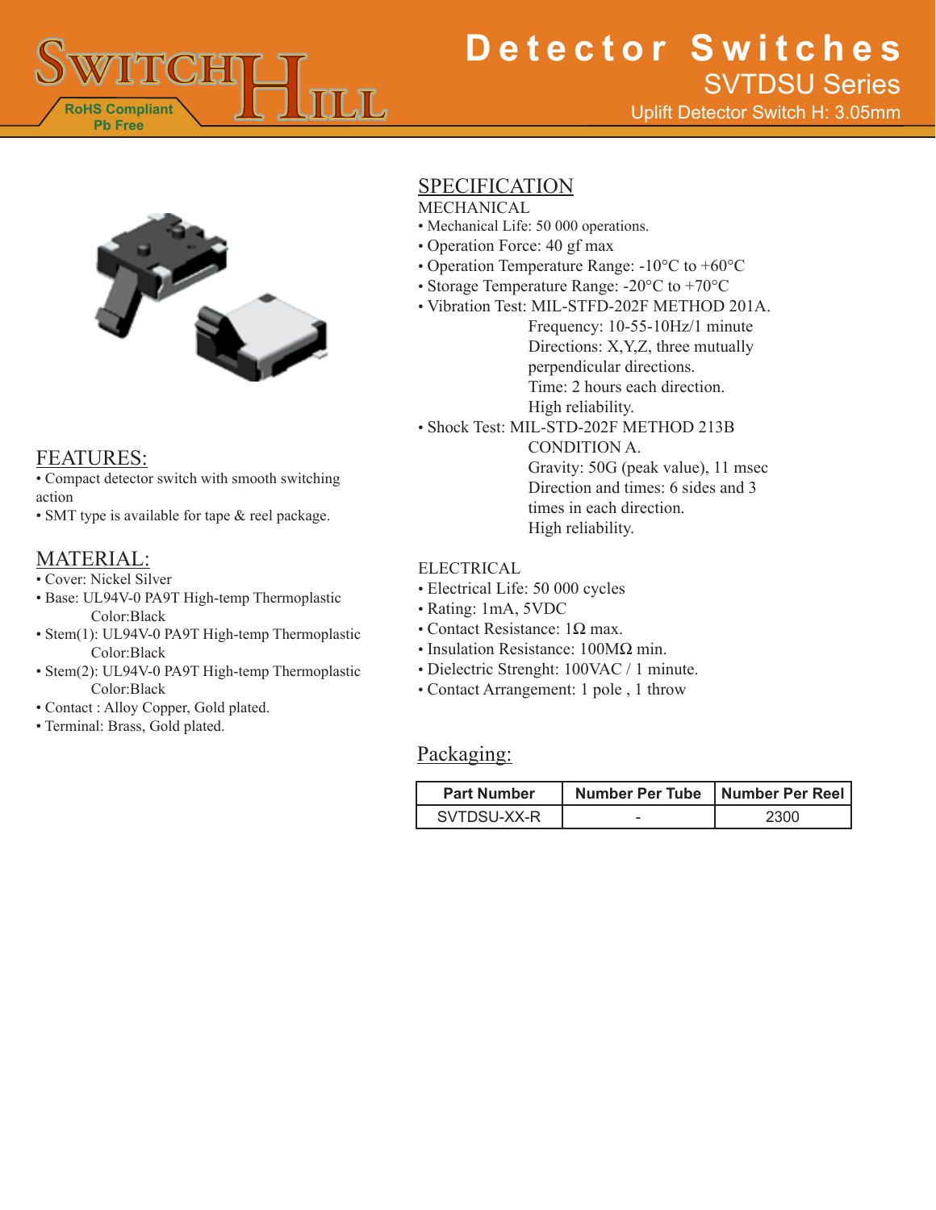# Detector Switches

## SVTDSU Series

Uplift Detector Switch H: 3.05mm

RoHS Compliant
Pb Free

## FEATURES:

- Compact detector switch with smooth switching action
- SMT type is available for tape & reel package.

## MATERIAL:

- Cover: Nickel Silver
- Base: UL94V-0 PA9T High-temp Thermoplastic
  Color:Black
- Stem(1): UL94V-0 PA9T High-temp Thermoplastic
  Color:Black
- Stem(2): UL94V-0 PA9T High-temp Thermoplastic
  Color:Black
- Contact : Alloy Copper, Gold plated.
- Terminal: Brass, Gold plated.

## SPECIFICATION

MECHANICAL

- Mechanical Life: 50 000 operations.
- Operation Force: 40 gf max
- Operation Temperature Range: -10°C to +60°C
- Storage Temperature Range: -20°C to +70°C
- Vibration Test: MIL-STFD-202F METHOD 201A.
  Frequency: 10-55-10Hz/1 minute
  Directions: X,Y,Z, three mutually perpendicular directions.
  Time: 2 hours each direction.
  High reliability.
- Shock Test: MIL-STD-202F METHOD 213B CONDITION A.
  Gravity: 50G (peak value), 11 msec
  Direction and times: 6 sides and 3 times in each direction.
  High reliability.

ELECTRICAL

- Electrical Life: 50 000 cycles
- Rating: 1mA, 5VDC
- Contact Resistance: 1Ω max.
- Insulation Resistance: 100MΩ min.
- Dielectric Strenght: 100VAC / 1 minute.
- Contact Arrangement: 1 pole , 1 throw

## Packaging:

| Part Number | Number Per Tube | Number Per Reel |
|---|---|---|
| SVTDSU-XX-R | - | 2300 |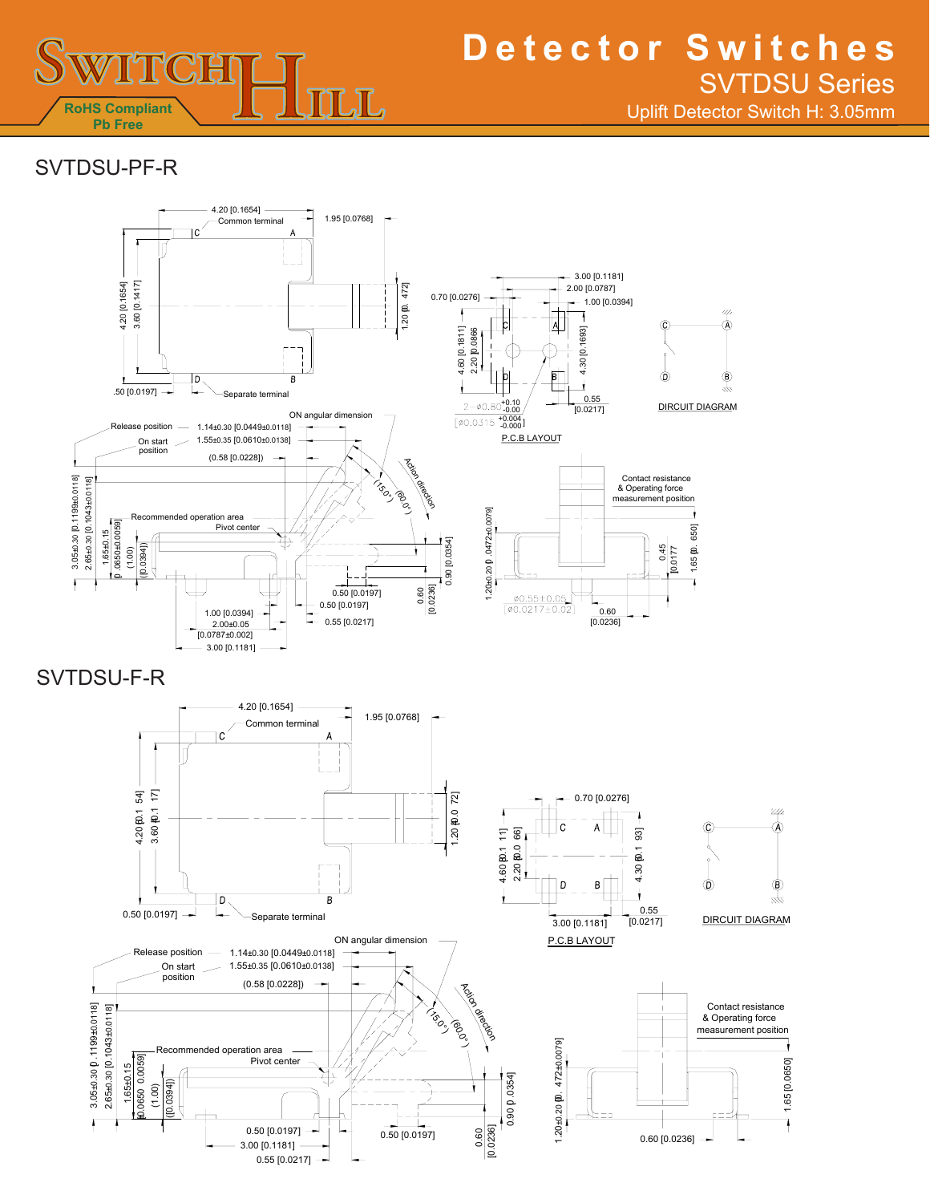# Detector Switches

## SVTDSU Series

Uplift Detector Switch H: 3.05mm

RoHS Compliant
Pb Free

## SVTDSU-PF-R

4.20 [0.1654]
Common terminal
1.95 [0.0768]
C A
4.20 [0.1654]
3.60 [0.1417]
1.20 [0.0472]
D B
.50 [0.0197]
Separate terminal

3.00 [0.1181]
2.00 [0.0787]
0.70 [0.0276]
1.00 [0.0394]
4.60 [0.1811]
2.20 [0.0866]
4.30 [0.1693]
2-ø0.80 +0.10 / -0.00
[ø0.0315 +0.004 / -0.000]
0.55 [0.0217]
P.C.B LAYOUT

DIRCUIT DIAGRAM

ON angular dimension
Release position 1.14±0.30 [0.0449±0.0118]
On start position 1.55±0.35 [0.0610±0.0138]
(0.58 [0.0228])
Action direction
(15.0°) (60.0°)
Recommended operation area
Pivot center
3.05±0.30 [0.1199±0.0118]
2.65±0.30 [0.1043±0.0118]
1.65±0.15 [0.0650±0.0059]
(1.00) [0.0394]
0.90 [0.0354]
0.60 [0.0236]
0.50 [0.0197]
0.50 [0.0197]
0.55 [0.0217]
1.00 [0.0394]
2.00±0.05 [0.0787±0.002]
3.00 [0.1181]

Contact resistance & Operating force measurement position
1.20±0.20 [0.0472±0.0079]
0.45 [0.0177]
1.65 [0.0650]
ø0.55±0.05 [ø0.0217±0.02]
0.60 [0.0236]

## SVTDSU-F-R

4.20 [0.1654]
Common terminal
1.95 [0.0768]
C A
4.20 [0.1654]
3.60 [0.1417]
1.20 [0.0472]
D B
0.50 [0.0197]
Separate terminal

0.70 [0.0276]
4.60 [0.1811]
2.20 [0.0866]
4.30 [0.1693]
3.00 [0.1181]
0.55 [0.0217]
P.C.B LAYOUT

DIRCUIT DIAGRAM

ON angular dimension
Release position 1.14±0.30 [0.0449±0.0118]
On start position 1.55±0.35 [0.0610±0.0138]
(0.58 [0.0228])
Action direction
(15.0°) (60.0°)
Recommended operation area
Pivot center
3.05±0.30 [0.1199±0.0118]
2.65±0.30 [0.1043±0.0118]
1.65±0.15 [0.0650±0.0059]
(1.00) [0.0394]
0.90 [0.0354]
0.60 [0.0236]
0.50 [0.0197]
0.50 [0.0197]
3.00 [0.1181]
0.55 [0.0217]

Contact resistance & Operating force measurement position
1.20±0.20 [0.0472±0.0079]
1.65 [0.0650]
0.60 [0.0236]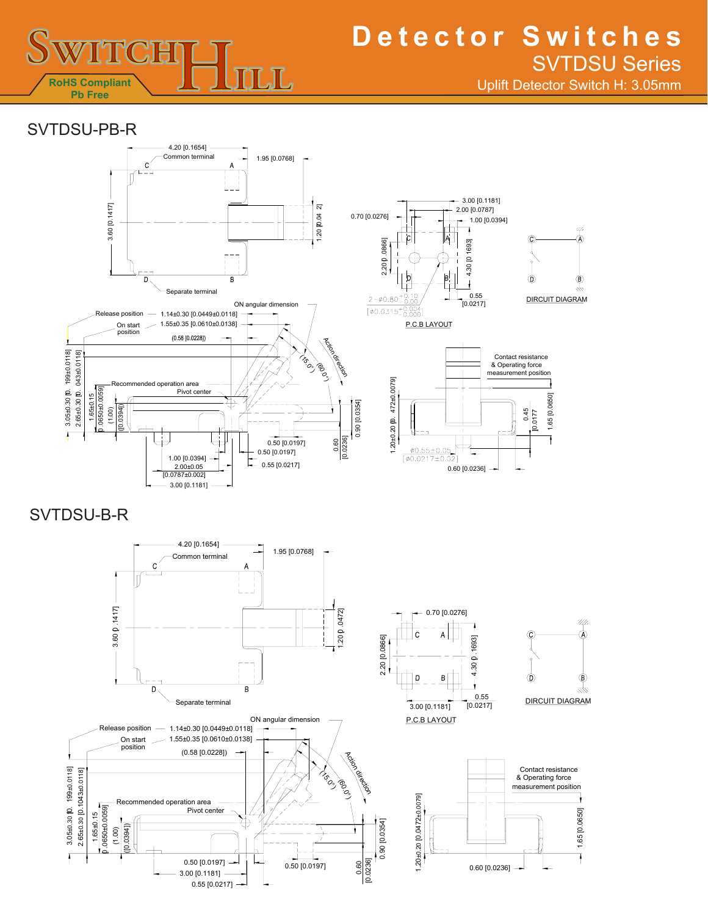# Detector Switches

## SVTDSU Series

Uplift Detector Switch H: 3.05mm

RoHS Compliant
Pb Free

## SVTDSU-PB-R

4.20 [0.1654]
Common terminal
C
A
1.95 [0.0768]
3.60 [0.1417]
1.20 [0.0472]
D
B
Separate terminal

3.00 [0.1181]
2.00 [0.0787]
0.70 [0.0276]
1.00 [0.0394]
2.20 [0.0866]
4.30 [0.1693]
C A D B
$2-\phi0.80^{+0.10}_{-0.00}$
$[\phi0.0315^{+0.004}_{-0.000}]$
0.55
[0.0217]
P.C.B LAYOUT

DIRCUIT DIAGRAM

Release position — 1.14±0.30 [0.0449±0.0118]
On start position — 1.55±0.35 [0.0610±0.0138]
ON angular dimension
(0.58 [0.0228])
Action direction
(15.0°)
(60.0°)
3.05±0.30 [0.1199±0.0118]
2.65±0.30 [0.1043±0.0118]
1.65±0.15 [0.0650±0.0059]
(1.00) ([0.0394])
Recommended operation area
Pivot center
0.90 [0.0354]
0.60 [0.0236]
0.50 [0.0197]
0.50 [0.0197]
0.55 [0.0217]
1.00 [0.0394]
2.00±0.05 [0.0787±0.002]
3.00 [0.1181]

Contact resistance & Operating force measurement position
1.20±0.20 [0.0472±0.0079]
0.45 [0.0177]
1.65 [0.0650]
ø0.55±0.05
[ø0.0217±0.02]
0.60 [0.0236]

## SVTDSU-B-R

4.20 [0.1654]
Common terminal
C
A
1.95 [0.0768]
3.60 [0.1417]
1.20 [0.0472]
D
B
Separate terminal

0.70 [0.0276]
2.20 [0.0866]
4.30 [0.1693]
C A D B
3.00 [0.1181]
0.55
[0.0217]
P.C.B LAYOUT

DIRCUIT DIAGRAM

Release position — 1.14±0.30 [0.0449±0.0118]
On start position — 1.55±0.35 [0.0610±0.0138]
ON angular dimension
(0.58 [0.0228])
Action direction
(15.0°)
(60.0°)
3.05±0.30 [0.1199±0.0118]
2.65±0.30 [0.1043±0.0118]
1.65±0.15 [0.0650±0.0059]
(1.00) ([0.0394])
Recommended operation area
Pivot center
0.90 [0.0354]
0.60 [0.0236]
0.50 [0.0197]
0.50 [0.0197]
3.00 [0.1181]
0.55 [0.0217]

Contact resistance & Operating force measurement position
1.20±0.20 [0.0472±0.0079]
1.65 [0.0650]
0.60 [0.0236]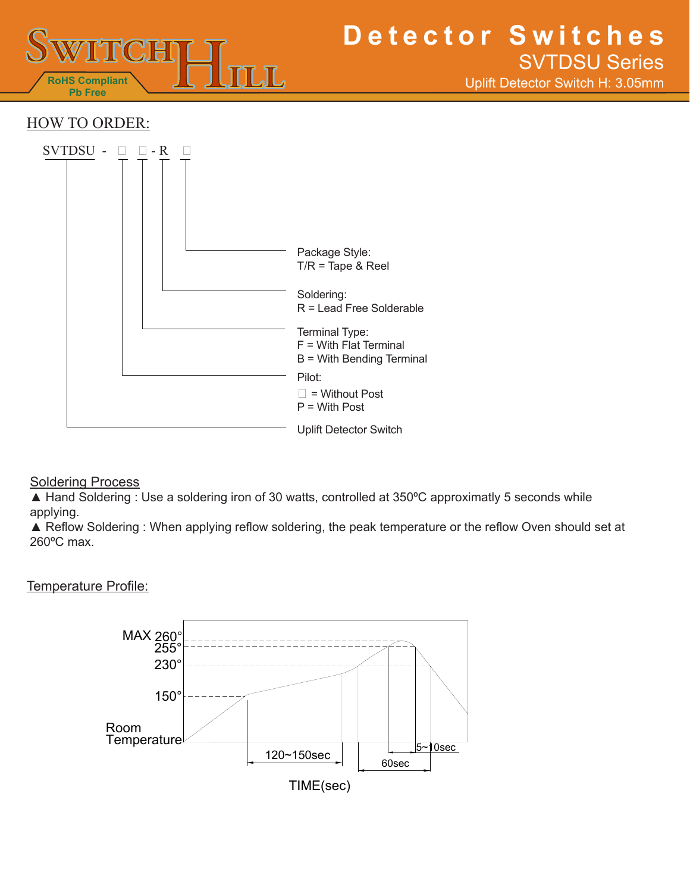# Detector Switches

## SVTDSU Series

Uplift Detector Switch H: 3.05mm

RoHS Compliant
Pb Free

## HOW TO ORDER:

SVTDSU - □ □ - R □

Package Style:
T/R = Tape & Reel

Soldering:
R = Lead Free Solderable

Terminal Type:
F = With Flat Terminal
B = With Bending Terminal

Pilot:
□ = Without Post
P = With Post

Uplift Detector Switch

## Soldering Process

▲ Hand Soldering : Use a soldering iron of 30 watts, controlled at 350ºC approximatly 5 seconds while applying.

▲ Reflow Soldering : When applying reflow soldering, the peak temperature or the reflow Oven should set at 260ºC max.

## Temperature Profile:

MAX 260°
255°
230°
150°
Room Temperature
120~150sec
60sec
5~10sec
TIME(sec)